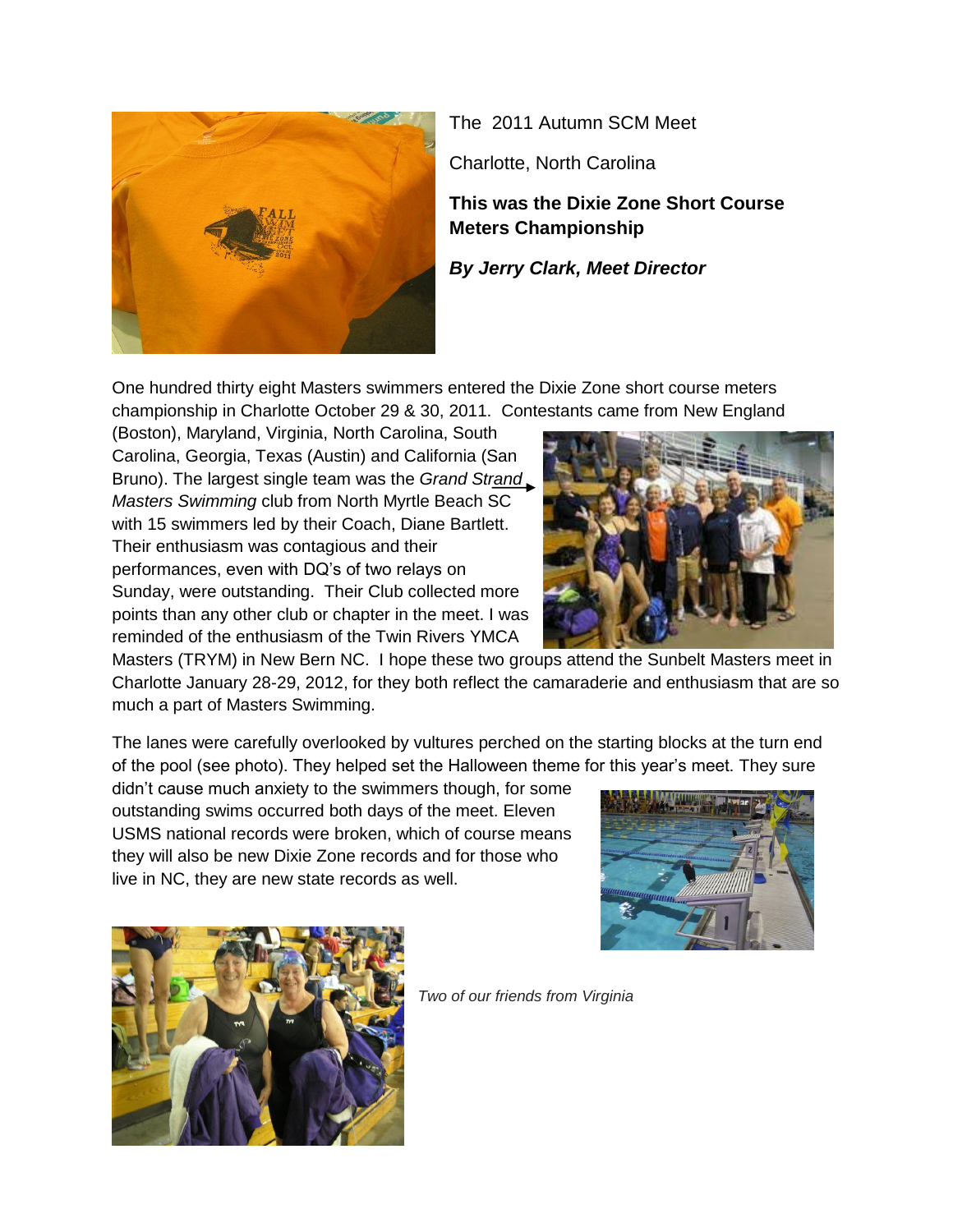The 2011 Autumn SCM Meet

Charlotte, North Carolina

**This was the Dixie Zone Short Course Meters Championship**

***By Jerry Clark, Meet Director***

One hundred thirty eight Masters swimmers entered the Dixie Zone short course meters championship in Charlotte October 29 & 30, 2011. Contestants came from New England (Boston), Maryland, Virginia, North Carolina, South Carolina, Georgia, Texas (Austin) and California (San Bruno). The largest single team was the *Grand Strand Masters Swimming* club from North Myrtle Beach SC with 15 swimmers led by their Coach, Diane Bartlett. Their enthusiasm was contagious and their performances, even with DQ's of two relays on Sunday, were outstanding. Their Club collected more points than any other club or chapter in the meet. I was reminded of the enthusiasm of the Twin Rivers YMCA Masters (TRYM) in New Bern NC. I hope these two groups attend the Sunbelt Masters meet in Charlotte January 28-29, 2012, for they both reflect the camaraderie and enthusiasm that are so much a part of Masters Swimming.

The lanes were carefully overlooked by vultures perched on the starting blocks at the turn end of the pool (see photo). They helped set the Halloween theme for this year's meet. They sure didn't cause much anxiety to the swimmers though, for some outstanding swims occurred both days of the meet. Eleven USMS national records were broken, which of course means they will also be new Dixie Zone records and for those who live in NC, they are new state records as well.

*Two of our friends from Virginia*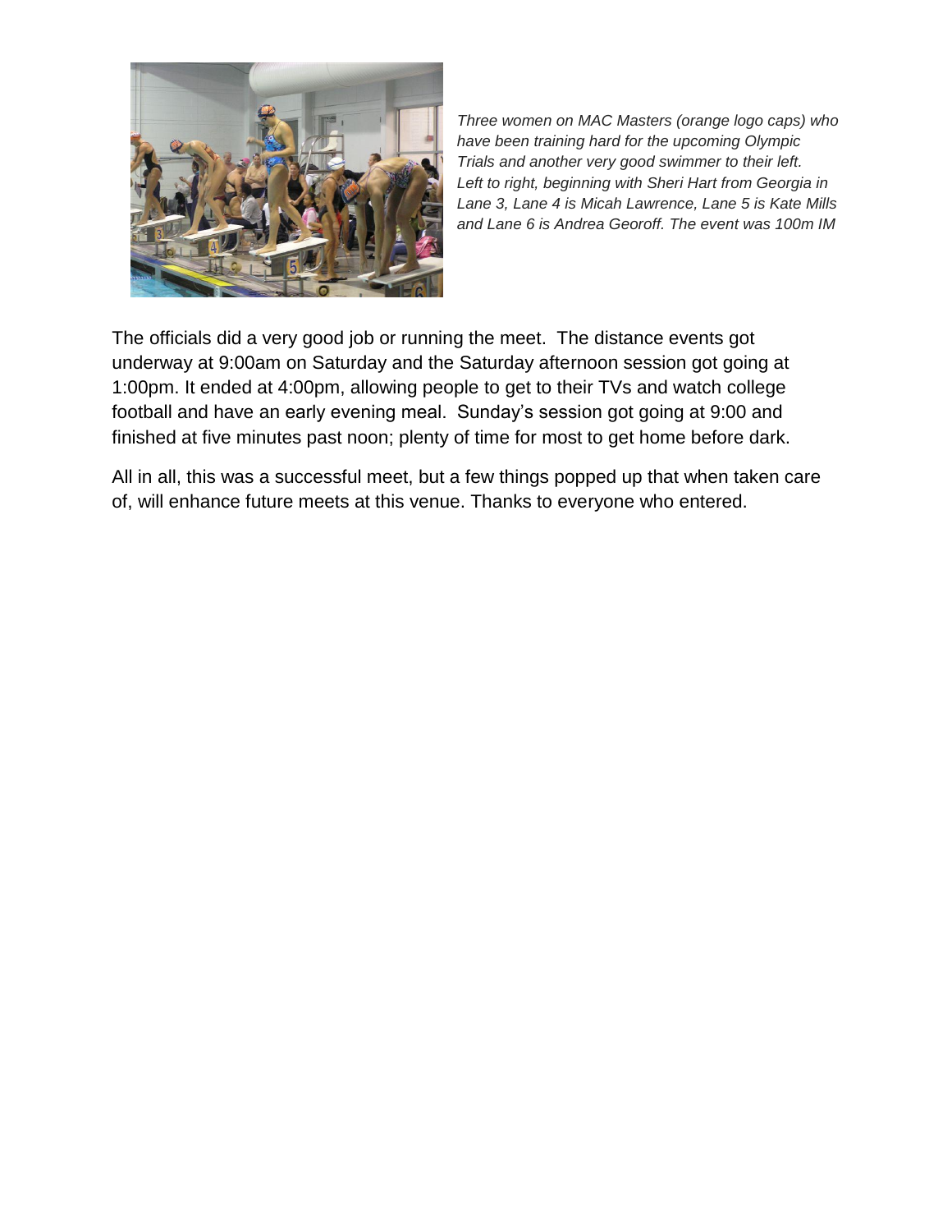*Three women on MAC Masters (orange logo caps) who have been training hard for the upcoming Olympic Trials and another very good swimmer to their left. Left to right, beginning with Sheri Hart from Georgia in Lane 3, Lane 4 is Micah Lawrence, Lane 5 is Kate Mills and Lane 6 is Andrea Georoff. The event was 100m IM*

The officials did a very good job or running the meet. The distance events got underway at 9:00am on Saturday and the Saturday afternoon session got going at 1:00pm. It ended at 4:00pm, allowing people to get to their TVs and watch college football and have an early evening meal. Sunday's session got going at 9:00 and finished at five minutes past noon; plenty of time for most to get home before dark.

All in all, this was a successful meet, but a few things popped up that when taken care of, will enhance future meets at this venue. Thanks to everyone who entered.